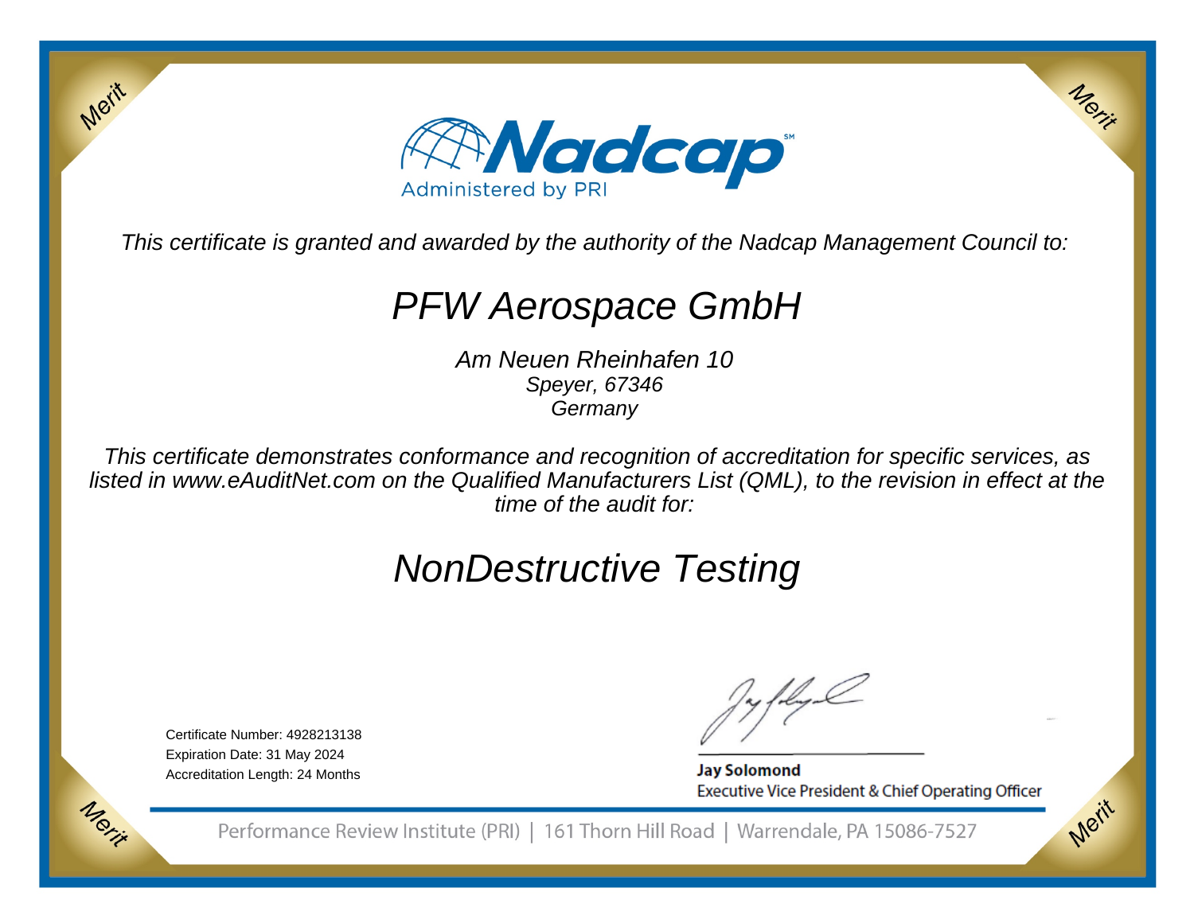Merit

Merit

# Nadcap

Administered by PRI

*This certificate is granted and awarded by the authority of the Nadcap Management Council to:*

## *PFW Aerospace GmbH*

*Am Neuen Rheinhafen 10*
*Speyer, 67346*
*Germany*

*This certificate demonstrates conformance and recognition of accreditation for specific services, as listed in www.eAuditNet.com on the Qualified Manufacturers List (QML), to the revision in effect at the time of the audit for:*

## *NonDestructive Testing*

Certificate Number: 4928213138
Expiration Date: 31 May 2024
Accreditation Length: 24 Months

**Jay Solomond**
Executive Vice President & Chief Operating Officer

Merit

Merit

Performance Review Institute (PRI) | 161 Thorn Hill Road | Warrendale, PA 15086-7527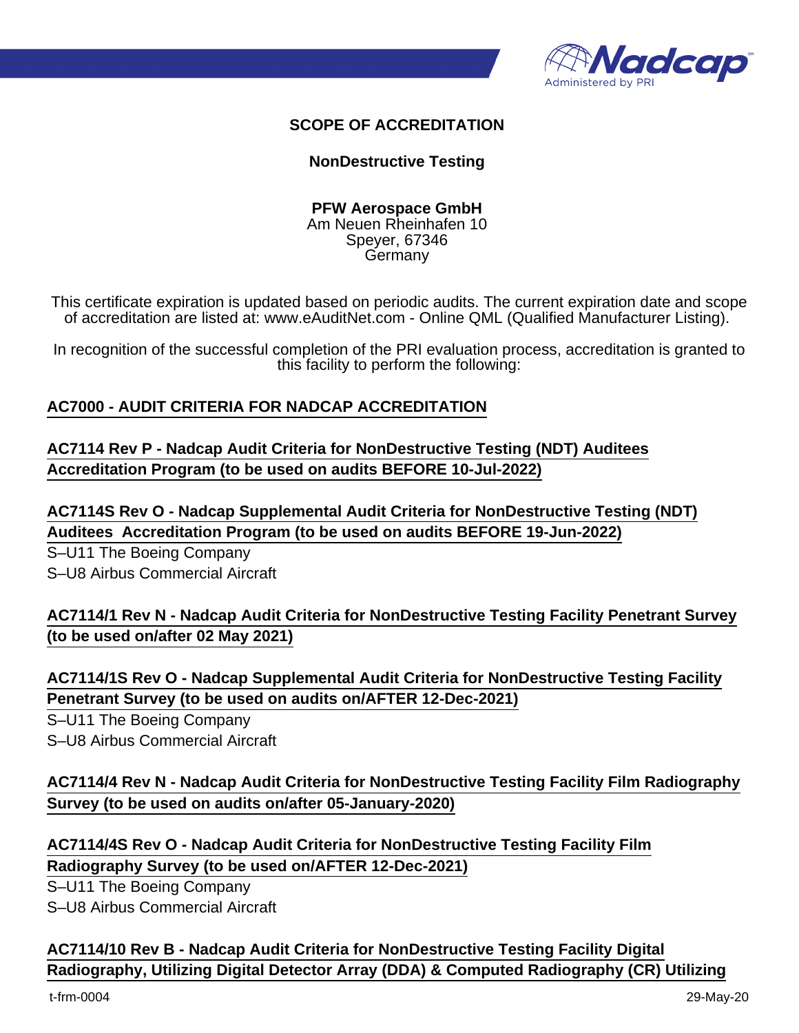**SCOPE OF ACCREDITATION**

**NonDestructive Testing**

**PFW Aerospace GmbH**
Am Neuen Rheinhafen 10
Speyer, 67346
Germany

This certificate expiration is updated based on periodic audits. The current expiration date and scope of accreditation are listed at: www.eAuditNet.com - Online QML (Qualified Manufacturer Listing).

In recognition of the successful completion of the PRI evaluation process, accreditation is granted to this facility to perform the following:

**AC7000 - AUDIT CRITERIA FOR NADCAP ACCREDITATION**

**AC7114 Rev P - Nadcap Audit Criteria for NonDestructive Testing (NDT) Auditees Accreditation Program (to be used on audits BEFORE 10-Jul-2022)**

**AC7114S Rev O - Nadcap Supplemental Audit Criteria for NonDestructive Testing (NDT) Auditees Accreditation Program (to be used on audits BEFORE 19-Jun-2022)**

S–U11 The Boeing Company
S–U8 Airbus Commercial Aircraft

**AC7114/1 Rev N - Nadcap Audit Criteria for NonDestructive Testing Facility Penetrant Survey (to be used on/after 02 May 2021)**

**AC7114/1S Rev O - Nadcap Supplemental Audit Criteria for NonDestructive Testing Facility Penetrant Survey (to be used on audits on/AFTER 12-Dec-2021)**

S–U11 The Boeing Company
S–U8 Airbus Commercial Aircraft

**AC7114/4 Rev N - Nadcap Audit Criteria for NonDestructive Testing Facility Film Radiography Survey (to be used on audits on/after 05-January-2020)**

**AC7114/4S Rev O - Nadcap Audit Criteria for NonDestructive Testing Facility Film Radiography Survey (to be used on/AFTER 12-Dec-2021)**

S–U11 The Boeing Company
S–U8 Airbus Commercial Aircraft

**AC7114/10 Rev B - Nadcap Audit Criteria for NonDestructive Testing Facility Digital Radiography, Utilizing Digital Detector Array (DDA) & Computed Radiography (CR) Utilizing**

t-frm-0004 29-May-20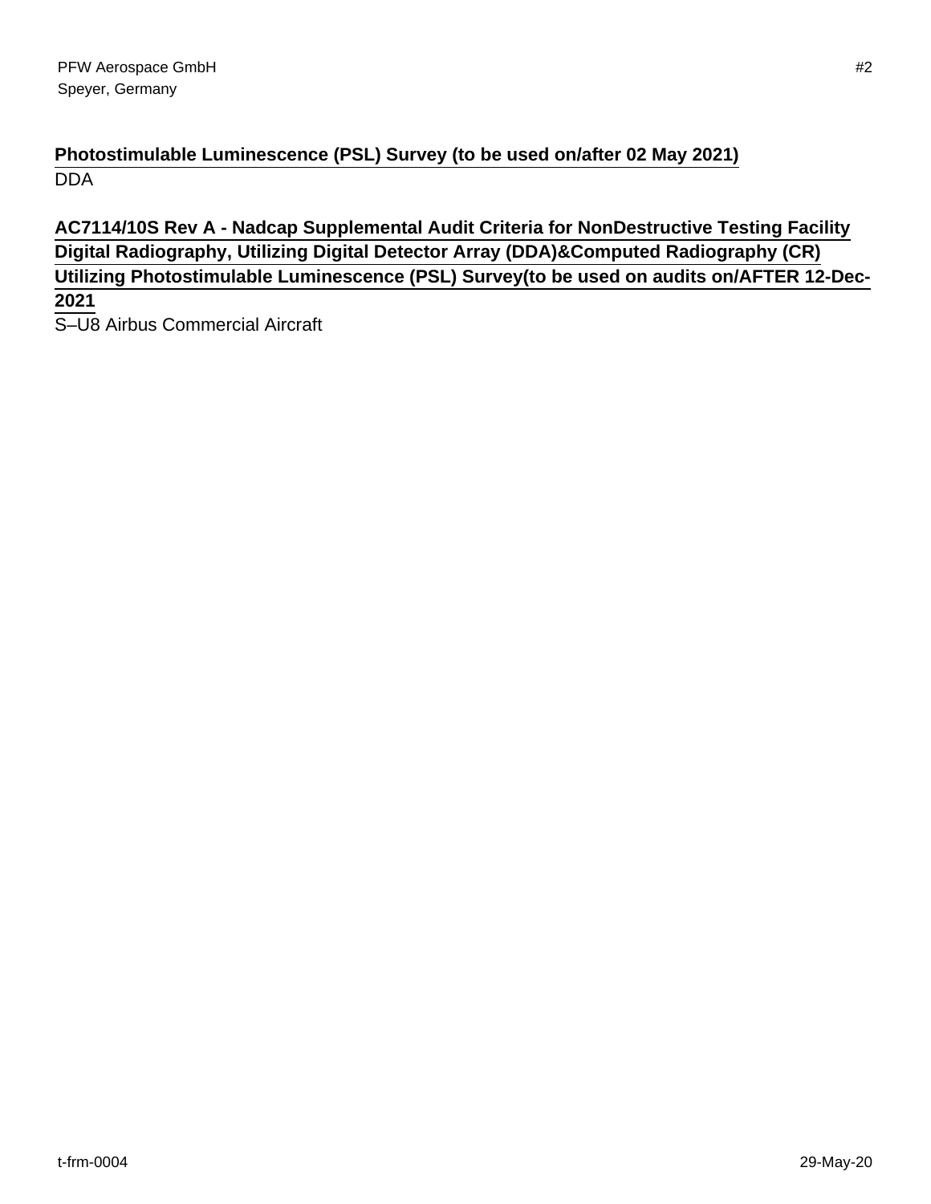**Photostimulable Luminescence (PSL) Survey (to be used on/after 02 May 2021)**
DDA

**AC7114/10S Rev A - Nadcap Supplemental Audit Criteria for NonDestructive Testing Facility Digital Radiography, Utilizing Digital Detector Array (DDA)&Computed Radiography (CR) Utilizing Photostimulable Luminescence (PSL) Survey(to be used on audits on/AFTER 12-Dec-2021**
S–U8 Airbus Commercial Aircraft